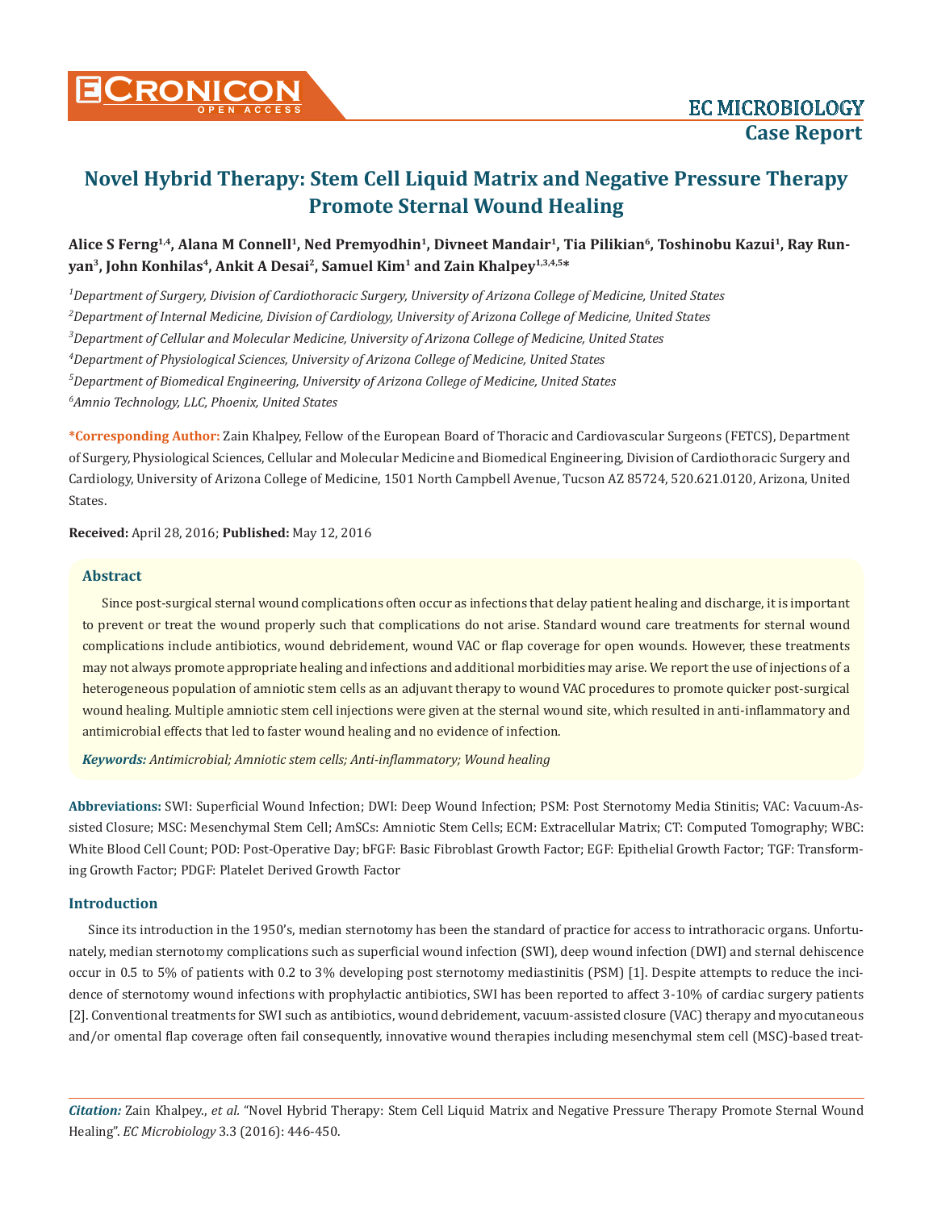# Novel Hybrid Therapy: Stem Cell Liquid Matrix and Negative Pressure Therapy Promote Sternal Wound Healing

**Alice S Ferng[1,4], Alana M Connell[1], Ned Premyodhin[1], Divneet Mandair[1], Tia Pilikian[6], Toshinobu Kazui[1], Ray Runyan[3], John Konhilas[4], Ankit A Desai[2], Samuel Kim[1] and Zain Khalpey[1,3,4,5]\***

*[1]Department of Surgery, Division of Cardiothoracic Surgery, University of Arizona College of Medicine, United States*

*[2]Department of Internal Medicine, Division of Cardiology, University of Arizona College of Medicine, United States*

*[3]Department of Cellular and Molecular Medicine, University of Arizona College of Medicine, United States*

*[4]Department of Physiological Sciences, University of Arizona College of Medicine, United States*

*[5]Department of Biomedical Engineering, University of Arizona College of Medicine, United States*

*[6]Amnio Technology, LLC, Phoenix, United States*

**\*Corresponding Author:** Zain Khalpey, Fellow of the European Board of Thoracic and Cardiovascular Surgeons (FETCS), Department of Surgery, Physiological Sciences, Cellular and Molecular Medicine and Biomedical Engineering, Division of Cardiothoracic Surgery and Cardiology, University of Arizona College of Medicine, 1501 North Campbell Avenue, Tucson AZ 85724, 520.621.0120, Arizona, United States.

**Received:** April 28, 2016; **Published:** May 12, 2016

## Abstract

Since post-surgical sternal wound complications often occur as infections that delay patient healing and discharge, it is important to prevent or treat the wound properly such that complications do not arise. Standard wound care treatments for sternal wound complications include antibiotics, wound debridement, wound VAC or flap coverage for open wounds. However, these treatments may not always promote appropriate healing and infections and additional morbidities may arise. We report the use of injections of a heterogeneous population of amniotic stem cells as an adjuvant therapy to wound VAC procedures to promote quicker post-surgical wound healing. Multiple amniotic stem cell injections were given at the sternal wound site, which resulted in anti-inflammatory and antimicrobial effects that led to faster wound healing and no evidence of infection.

***Keywords:*** *Antimicrobial; Amniotic stem cells; Anti-inflammatory; Wound healing*

**Abbreviations:** SWI: Superficial Wound Infection; DWI: Deep Wound Infection; PSM: Post Sternotomy Media Stinitis; VAC: Vacuum-Assisted Closure; MSC: Mesenchymal Stem Cell; AmSCs: Amniotic Stem Cells; ECM: Extracellular Matrix; CT: Computed Tomography; WBC: White Blood Cell Count; POD: Post-Operative Day; bFGF: Basic Fibroblast Growth Factor; EGF: Epithelial Growth Factor; TGF: Transforming Growth Factor; PDGF: Platelet Derived Growth Factor

## Introduction

Since its introduction in the 1950's, median sternotomy has been the standard of practice for access to intrathoracic organs. Unfortunately, median sternotomy complications such as superficial wound infection (SWI), deep wound infection (DWI) and sternal dehiscence occur in 0.5 to 5% of patients with 0.2 to 3% developing post sternotomy mediastinitis (PSM) [1]. Despite attempts to reduce the incidence of sternotomy wound infections with prophylactic antibiotics, SWI has been reported to affect 3-10% of cardiac surgery patients [2]. Conventional treatments for SWI such as antibiotics, wound debridement, vacuum-assisted closure (VAC) therapy and myocutaneous and/or omental flap coverage often fail consequently, innovative wound therapies including mesenchymal stem cell (MSC)-based treat-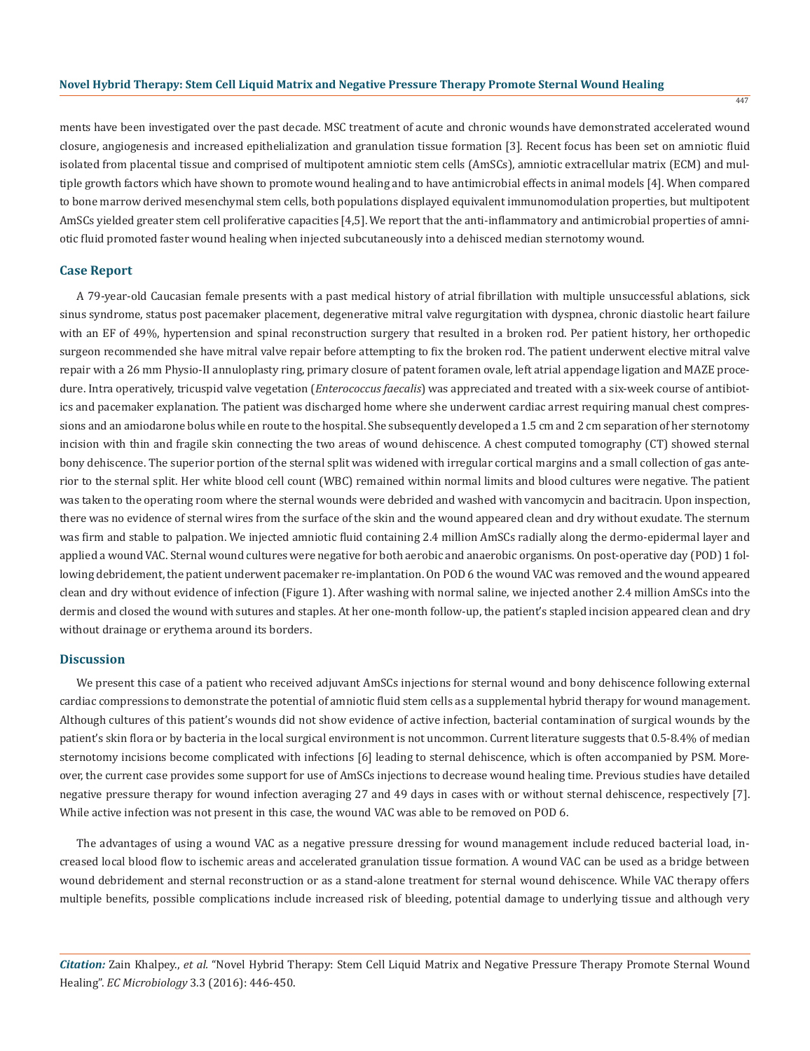ments have been investigated over the past decade. MSC treatment of acute and chronic wounds have demonstrated accelerated wound closure, angiogenesis and increased epithelialization and granulation tissue formation [3]. Recent focus has been set on amniotic fluid isolated from placental tissue and comprised of multipotent amniotic stem cells (AmSCs), amniotic extracellular matrix (ECM) and multiple growth factors which have shown to promote wound healing and to have antimicrobial effects in animal models [4]. When compared to bone marrow derived mesenchymal stem cells, both populations displayed equivalent immunomodulation properties, but multipotent AmSCs yielded greater stem cell proliferative capacities [4,5]. We report that the anti-inflammatory and antimicrobial properties of amniotic fluid promoted faster wound healing when injected subcutaneously into a dehisced median sternotomy wound.

## Case Report

A 79-year-old Caucasian female presents with a past medical history of atrial fibrillation with multiple unsuccessful ablations, sick sinus syndrome, status post pacemaker placement, degenerative mitral valve regurgitation with dyspnea, chronic diastolic heart failure with an EF of 49%, hypertension and spinal reconstruction surgery that resulted in a broken rod. Per patient history, her orthopedic surgeon recommended she have mitral valve repair before attempting to fix the broken rod. The patient underwent elective mitral valve repair with a 26 mm Physio-II annuloplasty ring, primary closure of patent foramen ovale, left atrial appendage ligation and MAZE procedure. Intra operatively, tricuspid valve vegetation (*Enterococcus faecalis*) was appreciated and treated with a six-week course of antibiotics and pacemaker explanation. The patient was discharged home where she underwent cardiac arrest requiring manual chest compressions and an amiodarone bolus while en route to the hospital. She subsequently developed a 1.5 cm and 2 cm separation of her sternotomy incision with thin and fragile skin connecting the two areas of wound dehiscence. A chest computed tomography (CT) showed sternal bony dehiscence. The superior portion of the sternal split was widened with irregular cortical margins and a small collection of gas anterior to the sternal split. Her white blood cell count (WBC) remained within normal limits and blood cultures were negative. The patient was taken to the operating room where the sternal wounds were debrided and washed with vancomycin and bacitracin. Upon inspection, there was no evidence of sternal wires from the surface of the skin and the wound appeared clean and dry without exudate. The sternum was firm and stable to palpation. We injected amniotic fluid containing 2.4 million AmSCs radially along the dermo-epidermal layer and applied a wound VAC. Sternal wound cultures were negative for both aerobic and anaerobic organisms. On post-operative day (POD) 1 following debridement, the patient underwent pacemaker re-implantation. On POD 6 the wound VAC was removed and the wound appeared clean and dry without evidence of infection (Figure 1). After washing with normal saline, we injected another 2.4 million AmSCs into the dermis and closed the wound with sutures and staples. At her one-month follow-up, the patient's stapled incision appeared clean and dry without drainage or erythema around its borders.

## Discussion

We present this case of a patient who received adjuvant AmSCs injections for sternal wound and bony dehiscence following external cardiac compressions to demonstrate the potential of amniotic fluid stem cells as a supplemental hybrid therapy for wound management. Although cultures of this patient's wounds did not show evidence of active infection, bacterial contamination of surgical wounds by the patient's skin flora or by bacteria in the local surgical environment is not uncommon. Current literature suggests that 0.5-8.4% of median sternotomy incisions become complicated with infections [6] leading to sternal dehiscence, which is often accompanied by PSM. Moreover, the current case provides some support for use of AmSCs injections to decrease wound healing time. Previous studies have detailed negative pressure therapy for wound infection averaging 27 and 49 days in cases with or without sternal dehiscence, respectively [7]. While active infection was not present in this case, the wound VAC was able to be removed on POD 6.

The advantages of using a wound VAC as a negative pressure dressing for wound management include reduced bacterial load, increased local blood flow to ischemic areas and accelerated granulation tissue formation. A wound VAC can be used as a bridge between wound debridement and sternal reconstruction or as a stand-alone treatment for sternal wound dehiscence. While VAC therapy offers multiple benefits, possible complications include increased risk of bleeding, potential damage to underlying tissue and although very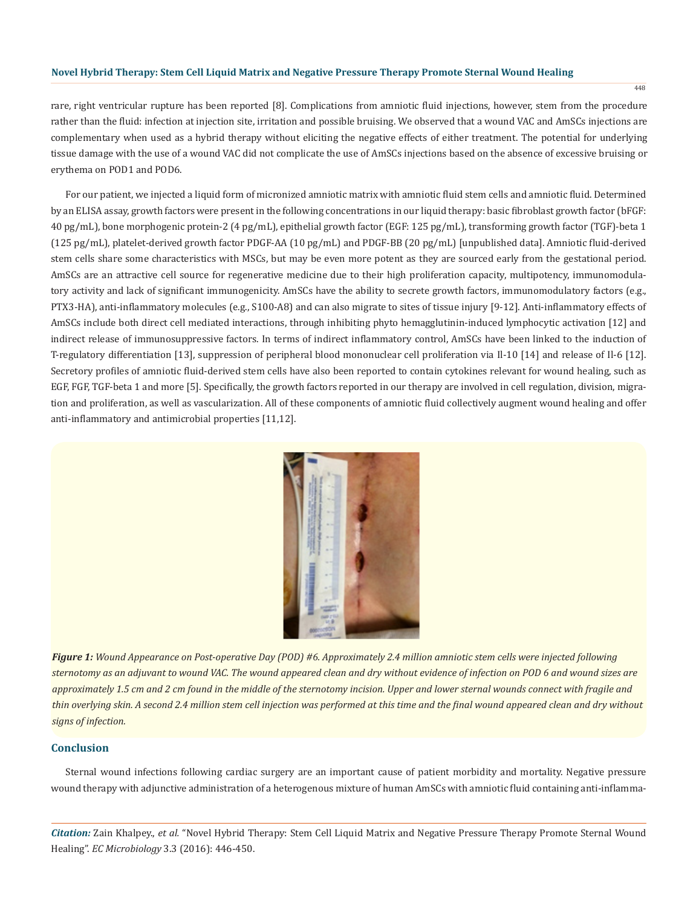rare, right ventricular rupture has been reported [8]. Complications from amniotic fluid injections, however, stem from the procedure rather than the fluid: infection at injection site, irritation and possible bruising. We observed that a wound VAC and AmSCs injections are complementary when used as a hybrid therapy without eliciting the negative effects of either treatment. The potential for underlying tissue damage with the use of a wound VAC did not complicate the use of AmSCs injections based on the absence of excessive bruising or erythema on POD1 and POD6.

For our patient, we injected a liquid form of micronized amniotic matrix with amniotic fluid stem cells and amniotic fluid. Determined by an ELISA assay, growth factors were present in the following concentrations in our liquid therapy: basic fibroblast growth factor (bFGF: 40 pg/mL), bone morphogenic protein-2 (4 pg/mL), epithelial growth factor (EGF: 125 pg/mL), transforming growth factor (TGF)-beta 1 (125 pg/mL), platelet-derived growth factor PDGF-AA (10 pg/mL) and PDGF-BB (20 pg/mL) [unpublished data]. Amniotic fluid-derived stem cells share some characteristics with MSCs, but may be even more potent as they are sourced early from the gestational period. AmSCs are an attractive cell source for regenerative medicine due to their high proliferation capacity, multipotency, immunomodulatory activity and lack of significant immunogenicity. AmSCs have the ability to secrete growth factors, immunomodulatory factors (e.g., PTX3-HA), anti-inflammatory molecules (e.g., S100-A8) and can also migrate to sites of tissue injury [9-12]. Anti-inflammatory effects of AmSCs include both direct cell mediated interactions, through inhibiting phyto hemagglutinin-induced lymphocytic activation [12] and indirect release of immunosuppressive factors. In terms of indirect inflammatory control, AmSCs have been linked to the induction of T-regulatory differentiation [13], suppression of peripheral blood mononuclear cell proliferation via Il-10 [14] and release of Il-6 [12]. Secretory profiles of amniotic fluid-derived stem cells have also been reported to contain cytokines relevant for wound healing, such as EGF, FGF, TGF-beta 1 and more [5]. Specifically, the growth factors reported in our therapy are involved in cell regulation, division, migration and proliferation, as well as vascularization. All of these components of amniotic fluid collectively augment wound healing and offer anti-inflammatory and antimicrobial properties [11,12].

***Figure 1:*** *Wound Appearance on Post-operative Day (POD) #6. Approximately 2.4 million amniotic stem cells were injected following sternotomy as an adjuvant to wound VAC. The wound appeared clean and dry without evidence of infection on POD 6 and wound sizes are approximately 1.5 cm and 2 cm found in the middle of the sternotomy incision. Upper and lower sternal wounds connect with fragile and thin overlying skin. A second 2.4 million stem cell injection was performed at this time and the final wound appeared clean and dry without signs of infection.*

## Conclusion

Sternal wound infections following cardiac surgery are an important cause of patient morbidity and mortality. Negative pressure wound therapy with adjunctive administration of a heterogenous mixture of human AmSCs with amniotic fluid containing anti-inflamma-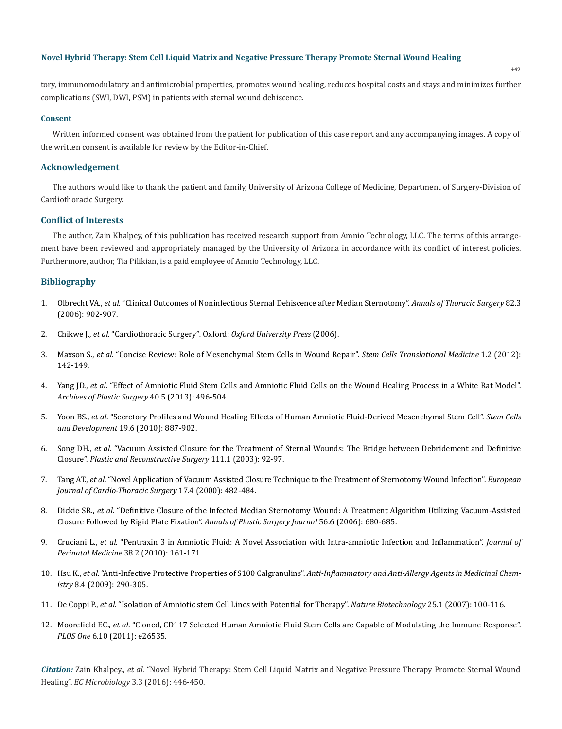tory, immunomodulatory and antimicrobial properties, promotes wound healing, reduces hospital costs and stays and minimizes further complications (SWI, DWI, PSM) in patients with sternal wound dehiscence.

### Consent

Written informed consent was obtained from the patient for publication of this case report and any accompanying images. A copy of the written consent is available for review by the Editor-in-Chief.

## Acknowledgement

The authors would like to thank the patient and family, University of Arizona College of Medicine, Department of Surgery-Division of Cardiothoracic Surgery.

## Conflict of Interests

The author, Zain Khalpey, of this publication has received research support from Amnio Technology, LLC. The terms of this arrangement have been reviewed and appropriately managed by the University of Arizona in accordance with its conflict of interest policies. Furthermore, author, Tia Pilikian, is a paid employee of Amnio Technology, LLC.

## Bibliography

1. Olbrecht VA., *et al*. "Clinical Outcomes of Noninfectious Sternal Dehiscence after Median Sternotomy". *Annals of Thoracic Surgery* 82.3 (2006): 902-907.
2. Chikwe J., *et al*. "Cardiothoracic Surgery". Oxford: *Oxford University Press* (2006).
3. Maxson S., *et al*. "Concise Review: Role of Mesenchymal Stem Cells in Wound Repair". *Stem Cells Translational Medicine* 1.2 (2012): 142-149.
4. Yang JD., *et al*. "Effect of Amniotic Fluid Stem Cells and Amniotic Fluid Cells on the Wound Healing Process in a White Rat Model". *Archives of Plastic Surgery* 40.5 (2013): 496-504.
5. Yoon BS., *et al*. "Secretory Profiles and Wound Healing Effects of Human Amniotic Fluid-Derived Mesenchymal Stem Cell". *Stem Cells and Development* 19.6 (2010): 887-902.
6. Song DH., *et al*. "Vacuum Assisted Closure for the Treatment of Sternal Wounds: The Bridge between Debridement and Definitive Closure". *Plastic and Reconstructive Surgery* 111.1 (2003): 92-97.
7. Tang AT., *et al*. "Novel Application of Vacuum Assisted Closure Technique to the Treatment of Sternotomy Wound Infection". *European Journal of Cardio-Thoracic Surgery* 17.4 (2000): 482-484.
8. Dickie SR., *et al*. "Definitive Closure of the Infected Median Sternotomy Wound: A Treatment Algorithm Utilizing Vacuum-Assisted Closure Followed by Rigid Plate Fixation". *Annals of Plastic Surgery Journal* 56.6 (2006): 680-685.
9. Cruciani L., *et al*. "Pentraxin 3 in Amniotic Fluid: A Novel Association with Intra-amniotic Infection and Inflammation". *Journal of Perinatal Medicine* 38.2 (2010): 161-171.
10. Hsu K., *et al*. "Anti-Infective Protective Properties of S100 Calgranulins". *Anti-Inflammatory and Anti-Allergy Agents in Medicinal Chemistry* 8.4 (2009): 290-305.
11. De Coppi P., *et al*. "Isolation of Amniotic stem Cell Lines with Potential for Therapy". *Nature Biotechnology* 25.1 (2007): 100-116.
12. Moorefield EC., *et al*. "Cloned, CD117 Selected Human Amniotic Fluid Stem Cells are Capable of Modulating the Immune Response". *PLOS One* 6.10 (2011): e26535.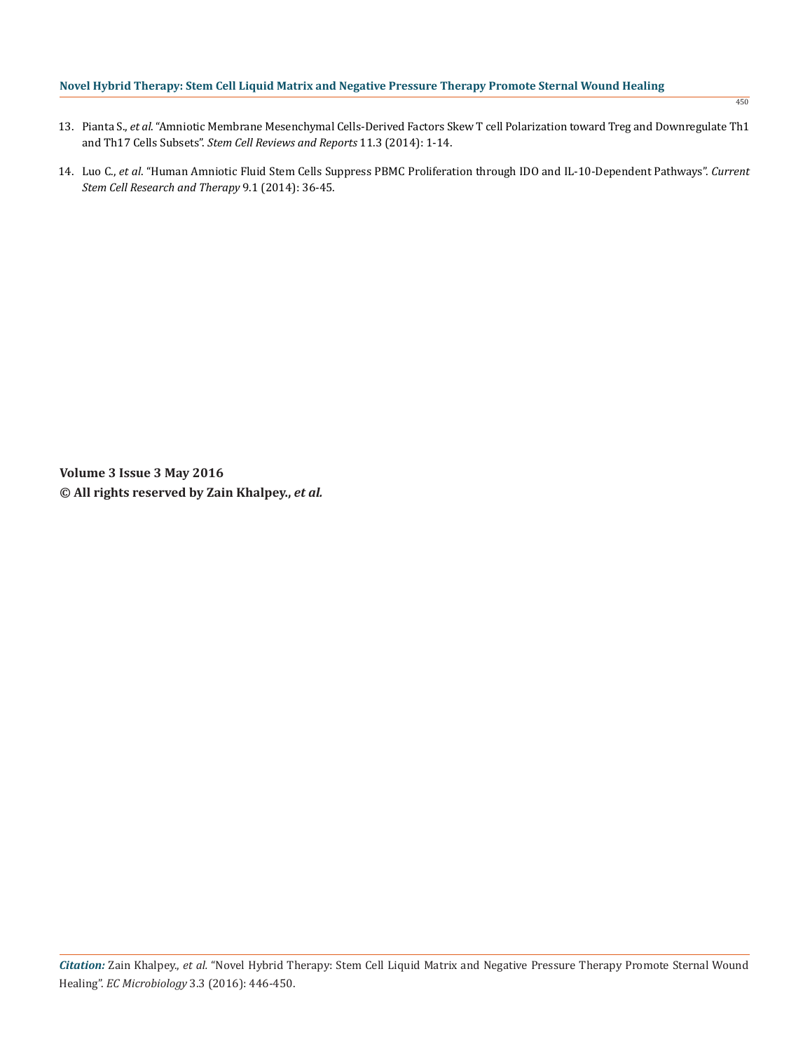13. Pianta S., *et al.* "Amniotic Membrane Mesenchymal Cells-Derived Factors Skew T cell Polarization toward Treg and Downregulate Th1 and Th17 Cells Subsets". *Stem Cell Reviews and Reports* 11.3 (2014): 1-14.

14. Luo C., *et al*. "Human Amniotic Fluid Stem Cells Suppress PBMC Proliferation through IDO and IL-10-Dependent Pathways". *Current Stem Cell Research and Therapy* 9.1 (2014): 36-45.

**Volume 3 Issue 3 May 2016**
**© All rights reserved by Zain Khalpey., *et al.***